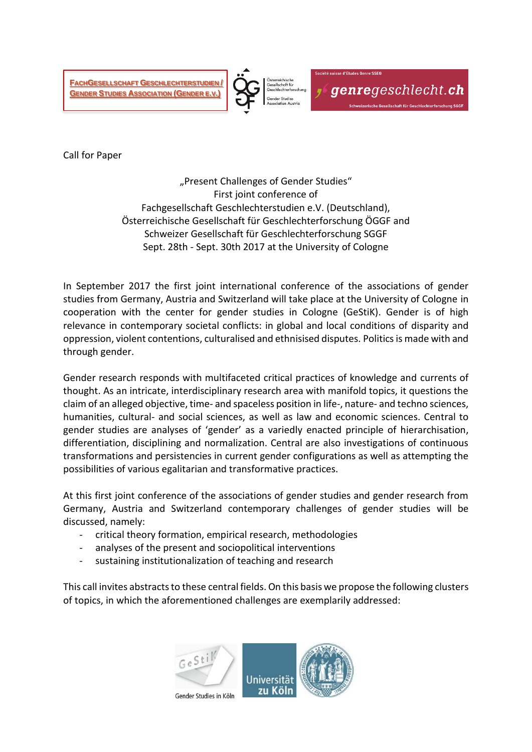Call for Paper

„Present Challenges of Gender Studies"
First joint conference of
Fachgesellschaft Geschlechterstudien e.V. (Deutschland),
Österreichische Gesellschaft für Geschlechterforschung ÖGGF and
Schweizer Gesellschaft für Geschlechterforschung SGGF
Sept. 28th - Sept. 30th 2017 at the University of Cologne

In September 2017 the first joint international conference of the associations of gender studies from Germany, Austria and Switzerland will take place at the University of Cologne in cooperation with the center for gender studies in Cologne (GeStiK). Gender is of high relevance in contemporary societal conflicts: in global and local conditions of disparity and oppression, violent contentions, culturalised and ethnisised disputes. Politics is made with and through gender.

Gender research responds with multifaceted critical practices of knowledge and currents of thought. As an intricate, interdisciplinary research area with manifold topics, it questions the claim of an alleged objective, time- and spaceless position in life-, nature- and techno sciences, humanities, cultural- and social sciences, as well as law and economic sciences. Central to gender studies are analyses of 'gender' as a variedly enacted principle of hierarchisation, differentiation, disciplining and normalization. Central are also investigations of continuous transformations and persistencies in current gender configurations as well as attempting the possibilities of various egalitarian and transformative practices.

At this first joint conference of the associations of gender studies and gender research from Germany, Austria and Switzerland contemporary challenges of gender studies will be discussed, namely:

- critical theory formation, empirical research, methodologies
- analyses of the present and sociopolitical interventions
- sustaining institutionalization of teaching and research

This call invites abstracts to these central fields. On this basis we propose the following clusters of topics, in which the aforementioned challenges are exemplarily addressed: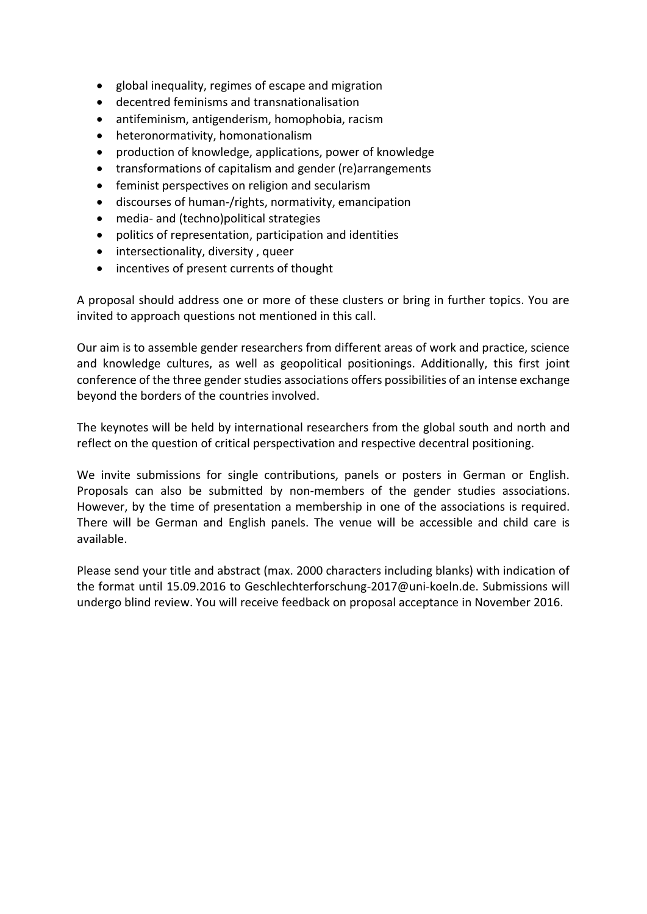- global inequality, regimes of escape and migration
- decentred feminisms and transnationalisation
- antifeminism, antigenderism, homophobia, racism
- heteronormativity, homonationalism
- production of knowledge, applications, power of knowledge
- transformations of capitalism and gender (re)arrangements
- feminist perspectives on religion and secularism
- discourses of human-/rights, normativity, emancipation
- media- and (techno)political strategies
- politics of representation, participation and identities
- intersectionality, diversity , queer
- incentives of present currents of thought

A proposal should address one or more of these clusters or bring in further topics. You are invited to approach questions not mentioned in this call.

Our aim is to assemble gender researchers from different areas of work and practice, science and knowledge cultures, as well as geopolitical positionings. Additionally, this first joint conference of the three gender studies associations offers possibilities of an intense exchange beyond the borders of the countries involved.

The keynotes will be held by international researchers from the global south and north and reflect on the question of critical perspectivation and respective decentral positioning.

We invite submissions for single contributions, panels or posters in German or English. Proposals can also be submitted by non-members of the gender studies associations. However, by the time of presentation a membership in one of the associations is required. There will be German and English panels. The venue will be accessible and child care is available.

Please send your title and abstract (max. 2000 characters including blanks) with indication of the format until 15.09.2016 to Geschlechterforschung-2017@uni-koeln.de. Submissions will undergo blind review. You will receive feedback on proposal acceptance in November 2016.